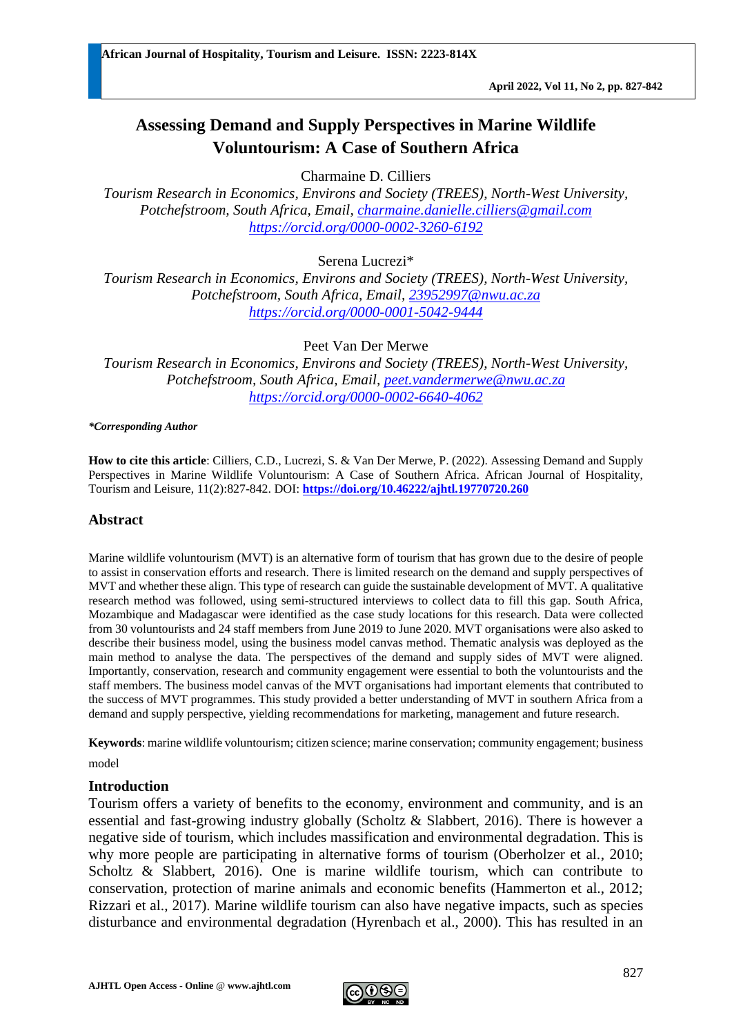# Assessing Demand and Supply Perspectives in Marine Wildlife Voluntourism: A Case of Southern Africa

Charmaine D. Cilliers
*Tourism Research in Economics, Environs and Society (TREES), North-West University, Potchefstroom, South Africa, Email, charmaine.danielle.cilliers@gmail.com*
*https://orcid.org/0000-0002-3260-6192*

Serena Lucrezi*
*Tourism Research in Economics, Environs and Society (TREES), North-West University, Potchefstroom, South Africa, Email, 23952997@nwu.ac.za*
*https://orcid.org/0000-0001-5042-9444*

Peet Van Der Merwe
*Tourism Research in Economics, Environs and Society (TREES), North-West University, Potchefstroom, South Africa, Email, peet.vandermerwe@nwu.ac.za*
*https://orcid.org/0000-0002-6640-4062*

***Corresponding Author***

**How to cite this article**: Cilliers, C.D., Lucrezi, S. & Van Der Merwe, P. (2022). Assessing Demand and Supply Perspectives in Marine Wildlife Voluntourism: A Case of Southern Africa. African Journal of Hospitality, Tourism and Leisure, 11(2):827-842. DOI: **https://doi.org/10.46222/ajhtl.19770720.260**

## Abstract

Marine wildlife voluntourism (MVT) is an alternative form of tourism that has grown due to the desire of people to assist in conservation efforts and research. There is limited research on the demand and supply perspectives of MVT and whether these align. This type of research can guide the sustainable development of MVT. A qualitative research method was followed, using semi-structured interviews to collect data to fill this gap. South Africa, Mozambique and Madagascar were identified as the case study locations for this research. Data were collected from 30 voluntourists and 24 staff members from June 2019 to June 2020. MVT organisations were also asked to describe their business model, using the business model canvas method. Thematic analysis was deployed as the main method to analyse the data. The perspectives of the demand and supply sides of MVT were aligned. Importantly, conservation, research and community engagement were essential to both the voluntourists and the staff members. The business model canvas of the MVT organisations had important elements that contributed to the success of MVT programmes. This study provided a better understanding of MVT in southern Africa from a demand and supply perspective, yielding recommendations for marketing, management and future research.

**Keywords**: marine wildlife voluntourism; citizen science; marine conservation; community engagement; business model

## Introduction

Tourism offers a variety of benefits to the economy, environment and community, and is an essential and fast-growing industry globally (Scholtz & Slabbert, 2016). There is however a negative side of tourism, which includes massification and environmental degradation. This is why more people are participating in alternative forms of tourism (Oberholzer et al., 2010; Scholtz & Slabbert, 2016). One is marine wildlife tourism, which can contribute to conservation, protection of marine animals and economic benefits (Hammerton et al., 2012; Rizzari et al., 2017). Marine wildlife tourism can also have negative impacts, such as species disturbance and environmental degradation (Hyrenbach et al., 2000). This has resulted in an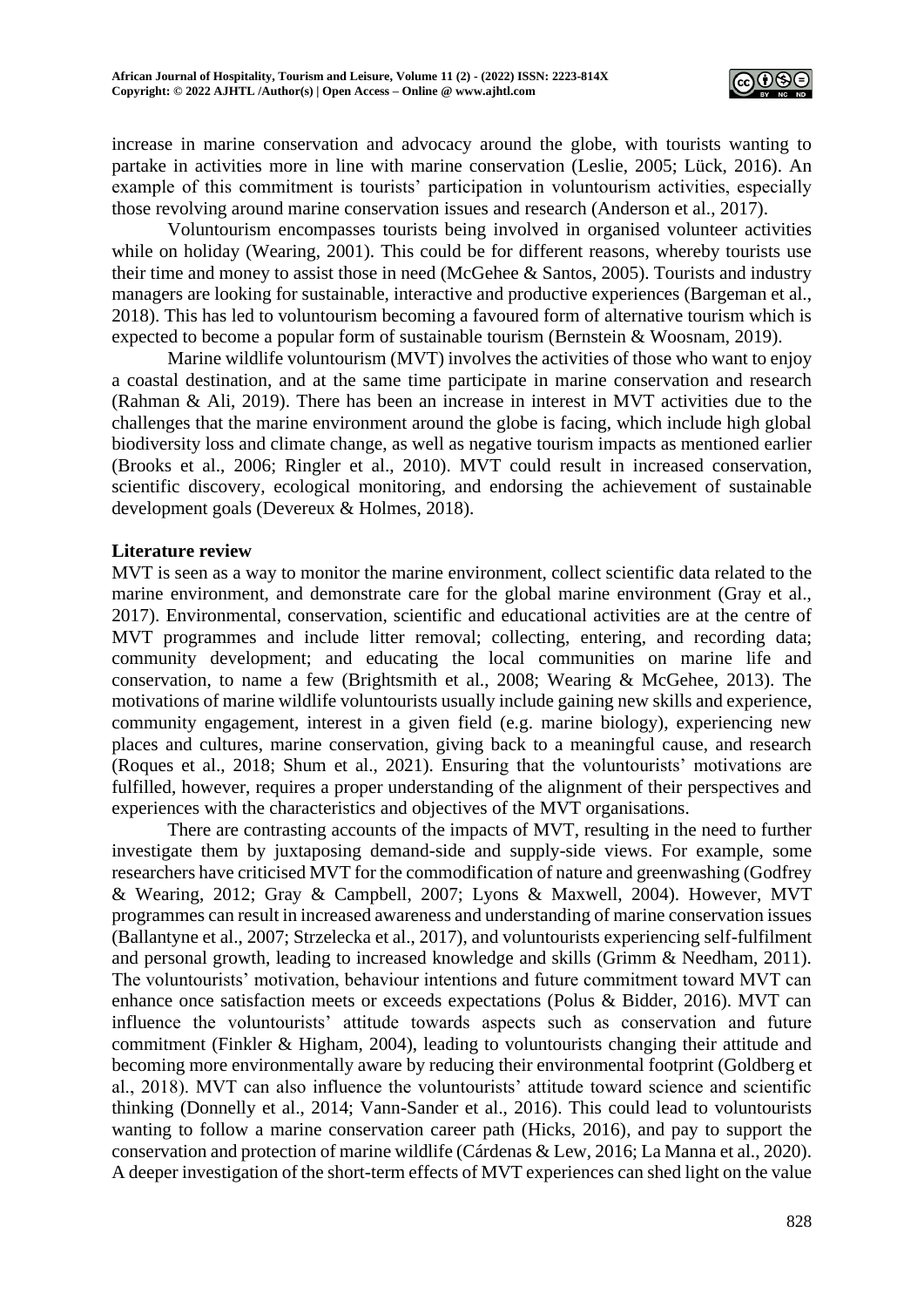increase in marine conservation and advocacy around the globe, with tourists wanting to partake in activities more in line with marine conservation (Leslie, 2005; Lück, 2016). An example of this commitment is tourists' participation in voluntourism activities, especially those revolving around marine conservation issues and research (Anderson et al., 2017).

Voluntourism encompasses tourists being involved in organised volunteer activities while on holiday (Wearing, 2001). This could be for different reasons, whereby tourists use their time and money to assist those in need (McGehee & Santos, 2005). Tourists and industry managers are looking for sustainable, interactive and productive experiences (Bargeman et al., 2018). This has led to voluntourism becoming a favoured form of alternative tourism which is expected to become a popular form of sustainable tourism (Bernstein & Woosnam, 2019).

Marine wildlife voluntourism (MVT) involves the activities of those who want to enjoy a coastal destination, and at the same time participate in marine conservation and research (Rahman & Ali, 2019). There has been an increase in interest in MVT activities due to the challenges that the marine environment around the globe is facing, which include high global biodiversity loss and climate change, as well as negative tourism impacts as mentioned earlier (Brooks et al., 2006; Ringler et al., 2010). MVT could result in increased conservation, scientific discovery, ecological monitoring, and endorsing the achievement of sustainable development goals (Devereux & Holmes, 2018).

## Literature review

MVT is seen as a way to monitor the marine environment, collect scientific data related to the marine environment, and demonstrate care for the global marine environment (Gray et al., 2017). Environmental, conservation, scientific and educational activities are at the centre of MVT programmes and include litter removal; collecting, entering, and recording data; community development; and educating the local communities on marine life and conservation, to name a few (Brightsmith et al., 2008; Wearing & McGehee, 2013). The motivations of marine wildlife voluntourists usually include gaining new skills and experience, community engagement, interest in a given field (e.g. marine biology), experiencing new places and cultures, marine conservation, giving back to a meaningful cause, and research (Roques et al., 2018; Shum et al., 2021). Ensuring that the voluntourists' motivations are fulfilled, however, requires a proper understanding of the alignment of their perspectives and experiences with the characteristics and objectives of the MVT organisations.

There are contrasting accounts of the impacts of MVT, resulting in the need to further investigate them by juxtaposing demand-side and supply-side views. For example, some researchers have criticised MVT for the commodification of nature and greenwashing (Godfrey & Wearing, 2012; Gray & Campbell, 2007; Lyons & Maxwell, 2004). However, MVT programmes can result in increased awareness and understanding of marine conservation issues (Ballantyne et al., 2007; Strzelecka et al., 2017), and voluntourists experiencing self-fulfilment and personal growth, leading to increased knowledge and skills (Grimm & Needham, 2011). The voluntourists' motivation, behaviour intentions and future commitment toward MVT can enhance once satisfaction meets or exceeds expectations (Polus & Bidder, 2016). MVT can influence the voluntourists' attitude towards aspects such as conservation and future commitment (Finkler & Higham, 2004), leading to voluntourists changing their attitude and becoming more environmentally aware by reducing their environmental footprint (Goldberg et al., 2018). MVT can also influence the voluntourists' attitude toward science and scientific thinking (Donnelly et al., 2014; Vann-Sander et al., 2016). This could lead to voluntourists wanting to follow a marine conservation career path (Hicks, 2016), and pay to support the conservation and protection of marine wildlife (Cárdenas & Lew, 2016; La Manna et al., 2020). A deeper investigation of the short-term effects of MVT experiences can shed light on the value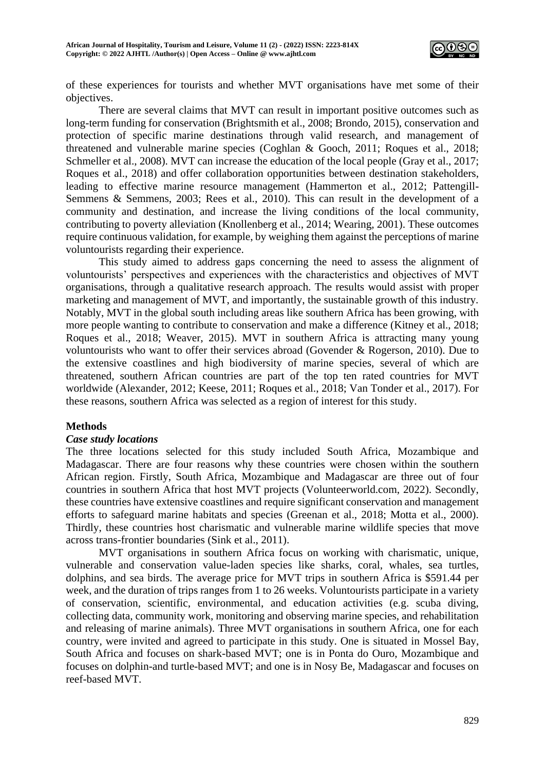of these experiences for tourists and whether MVT organisations have met some of their objectives.

There are several claims that MVT can result in important positive outcomes such as long-term funding for conservation (Brightsmith et al., 2008; Brondo, 2015), conservation and protection of specific marine destinations through valid research, and management of threatened and vulnerable marine species (Coghlan & Gooch, 2011; Roques et al., 2018; Schmeller et al., 2008). MVT can increase the education of the local people (Gray et al., 2017; Roques et al., 2018) and offer collaboration opportunities between destination stakeholders, leading to effective marine resource management (Hammerton et al., 2012; Pattengill-Semmens & Semmens, 2003; Rees et al., 2010). This can result in the development of a community and destination, and increase the living conditions of the local community, contributing to poverty alleviation (Knollenberg et al., 2014; Wearing, 2001). These outcomes require continuous validation, for example, by weighing them against the perceptions of marine voluntourists regarding their experience.

This study aimed to address gaps concerning the need to assess the alignment of voluntourists' perspectives and experiences with the characteristics and objectives of MVT organisations, through a qualitative research approach. The results would assist with proper marketing and management of MVT, and importantly, the sustainable growth of this industry. Notably, MVT in the global south including areas like southern Africa has been growing, with more people wanting to contribute to conservation and make a difference (Kitney et al., 2018; Roques et al., 2018; Weaver, 2015). MVT in southern Africa is attracting many young voluntourists who want to offer their services abroad (Govender & Rogerson, 2010). Due to the extensive coastlines and high biodiversity of marine species, several of which are threatened, southern African countries are part of the top ten rated countries for MVT worldwide (Alexander, 2012; Keese, 2011; Roques et al., 2018; Van Tonder et al., 2017). For these reasons, southern Africa was selected as a region of interest for this study.

## Methods

### *Case study locations*

The three locations selected for this study included South Africa, Mozambique and Madagascar. There are four reasons why these countries were chosen within the southern African region. Firstly, South Africa, Mozambique and Madagascar are three out of four countries in southern Africa that host MVT projects (Volunteerworld.com, 2022). Secondly, these countries have extensive coastlines and require significant conservation and management efforts to safeguard marine habitats and species (Greenan et al., 2018; Motta et al., 2000). Thirdly, these countries host charismatic and vulnerable marine wildlife species that move across trans-frontier boundaries (Sink et al., 2011).

MVT organisations in southern Africa focus on working with charismatic, unique, vulnerable and conservation value-laden species like sharks, coral, whales, sea turtles, dolphins, and sea birds. The average price for MVT trips in southern Africa is \$591.44 per week, and the duration of trips ranges from 1 to 26 weeks. Voluntourists participate in a variety of conservation, scientific, environmental, and education activities (e.g. scuba diving, collecting data, community work, monitoring and observing marine species, and rehabilitation and releasing of marine animals). Three MVT organisations in southern Africa, one for each country, were invited and agreed to participate in this study. One is situated in Mossel Bay, South Africa and focuses on shark-based MVT; one is in Ponta do Ouro, Mozambique and focuses on dolphin-and turtle-based MVT; and one is in Nosy Be, Madagascar and focuses on reef-based MVT.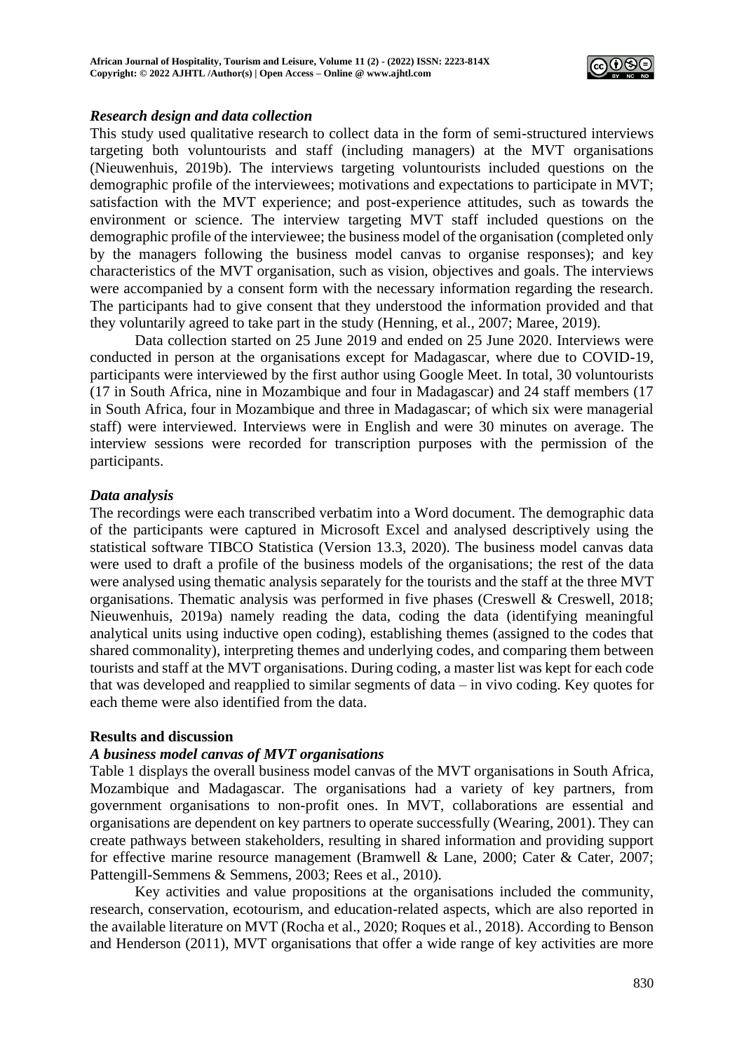### *Research design and data collection*

This study used qualitative research to collect data in the form of semi-structured interviews targeting both voluntourists and staff (including managers) at the MVT organisations (Nieuwenhuis, 2019b). The interviews targeting voluntourists included questions on the demographic profile of the interviewees; motivations and expectations to participate in MVT; satisfaction with the MVT experience; and post-experience attitudes, such as towards the environment or science. The interview targeting MVT staff included questions on the demographic profile of the interviewee; the business model of the organisation (completed only by the managers following the business model canvas to organise responses); and key characteristics of the MVT organisation, such as vision, objectives and goals. The interviews were accompanied by a consent form with the necessary information regarding the research. The participants had to give consent that they understood the information provided and that they voluntarily agreed to take part in the study (Henning, et al., 2007; Maree, 2019).

Data collection started on 25 June 2019 and ended on 25 June 2020. Interviews were conducted in person at the organisations except for Madagascar, where due to COVID-19, participants were interviewed by the first author using Google Meet. In total, 30 voluntourists (17 in South Africa, nine in Mozambique and four in Madagascar) and 24 staff members (17 in South Africa, four in Mozambique and three in Madagascar; of which six were managerial staff) were interviewed. Interviews were in English and were 30 minutes on average. The interview sessions were recorded for transcription purposes with the permission of the participants.

### *Data analysis*

The recordings were each transcribed verbatim into a Word document. The demographic data of the participants were captured in Microsoft Excel and analysed descriptively using the statistical software TIBCO Statistica (Version 13.3, 2020). The business model canvas data were used to draft a profile of the business models of the organisations; the rest of the data were analysed using thematic analysis separately for the tourists and the staff at the three MVT organisations. Thematic analysis was performed in five phases (Creswell & Creswell, 2018; Nieuwenhuis, 2019a) namely reading the data, coding the data (identifying meaningful analytical units using inductive open coding), establishing themes (assigned to the codes that shared commonality), interpreting themes and underlying codes, and comparing them between tourists and staff at the MVT organisations. During coding, a master list was kept for each code that was developed and reapplied to similar segments of data – in vivo coding. Key quotes for each theme were also identified from the data.

## **Results and discussion**

### *A business model canvas of MVT organisations*

Table 1 displays the overall business model canvas of the MVT organisations in South Africa, Mozambique and Madagascar. The organisations had a variety of key partners, from government organisations to non-profit ones. In MVT, collaborations are essential and organisations are dependent on key partners to operate successfully (Wearing, 2001). They can create pathways between stakeholders, resulting in shared information and providing support for effective marine resource management (Bramwell & Lane, 2000; Cater & Cater, 2007; Pattengill-Semmens & Semmens, 2003; Rees et al., 2010).

Key activities and value propositions at the organisations included the community, research, conservation, ecotourism, and education-related aspects, which are also reported in the available literature on MVT (Rocha et al., 2020; Roques et al., 2018). According to Benson and Henderson (2011), MVT organisations that offer a wide range of key activities are more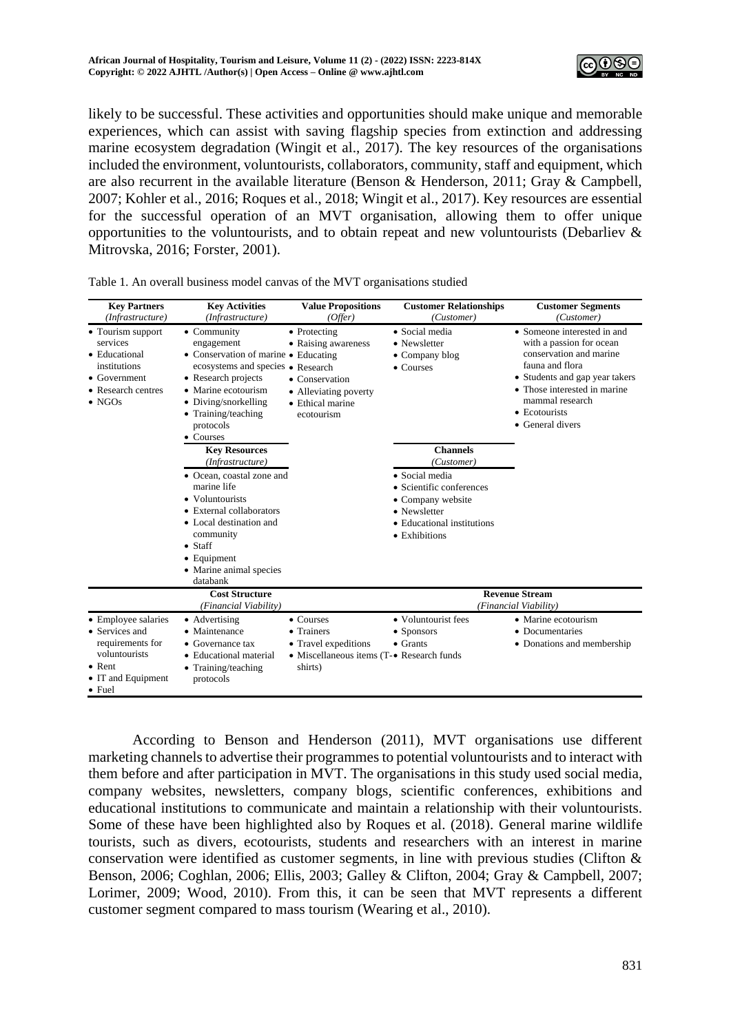likely to be successful. These activities and opportunities should make unique and memorable experiences, which can assist with saving flagship species from extinction and addressing marine ecosystem degradation (Wingit et al., 2017). The key resources of the organisations included the environment, voluntourists, collaborators, community, staff and equipment, which are also recurrent in the available literature (Benson & Henderson, 2011; Gray & Campbell, 2007; Kohler et al., 2016; Roques et al., 2018; Wingit et al., 2017). Key resources are essential for the successful operation of an MVT organisation, allowing them to offer unique opportunities to the voluntourists, and to obtain repeat and new voluntourists (Debarliev & Mitrovska, 2016; Forster, 2001).

Table 1. An overall business model canvas of the MVT organisations studied

| Key Partners *(Infrastructure)* | Key Activities *(Infrastructure)* | Value Propositions *(Offer)* | Customer Relationships *(Customer)* | Customer Segments *(Customer)* |
|---|---|---|---|---|
| • Tourism support services<br>• Educational institutions<br>• Government<br>• Research centres<br>• NGOs | • Community engagement<br>• Conservation of marine ecosystems and species<br>• Research projects<br>• Marine ecotourism<br>• Diving/snorkelling<br>• Training/teaching protocols<br>• Courses | • Protecting<br>• Raising awareness<br>• Educating<br>• Research<br>• Conservation<br>• Alleviating poverty<br>• Ethical marine ecotourism | • Social media<br>• Newsletter<br>• Company blog<br>• Courses | • Someone interested in and with a passion for ocean conservation and marine fauna and flora<br>• Students and gap year takers<br>• Those interested in marine mammal research<br>• Ecotourists<br>• General divers |
| | **Key Resources** *(Infrastructure)* | | **Channels** *(Customer)* | |
| | • Ocean, coastal zone and marine life<br>• Voluntourists<br>• External collaborators<br>• Local destination and community<br>• Staff<br>• Equipment<br>• Marine animal species databank | | • Social media<br>• Scientific conferences<br>• Company website<br>• Newsletter<br>• Educational institutions<br>• Exhibitions | |
| | **Cost Structure** *(Financial Viability)* | | **Revenue Stream** *(Financial Viability)* | |
| • Employee salaries<br>• Services and requirements for voluntourists<br>• Rent<br>• IT and Equipment<br>• Fuel | • Advertising<br>• Maintenance<br>• Governance tax<br>• Educational material<br>• Training/teaching protocols | • Courses<br>• Trainers<br>• Travel expeditions<br>• Miscellaneous items (T-shirts) | • Voluntourist fees<br>• Sponsors<br>• Grants<br>• Research funds | • Marine ecotourism<br>• Documentaries<br>• Donations and membership |

According to Benson and Henderson (2011), MVT organisations use different marketing channels to advertise their programmes to potential voluntourists and to interact with them before and after participation in MVT. The organisations in this study used social media, company websites, newsletters, company blogs, scientific conferences, exhibitions and educational institutions to communicate and maintain a relationship with their voluntourists. Some of these have been highlighted also by Roques et al. (2018). General marine wildlife tourists, such as divers, ecotourists, students and researchers with an interest in marine conservation were identified as customer segments, in line with previous studies (Clifton & Benson, 2006; Coghlan, 2006; Ellis, 2003; Galley & Clifton, 2004; Gray & Campbell, 2007; Lorimer, 2009; Wood, 2010). From this, it can be seen that MVT represents a different customer segment compared to mass tourism (Wearing et al., 2010).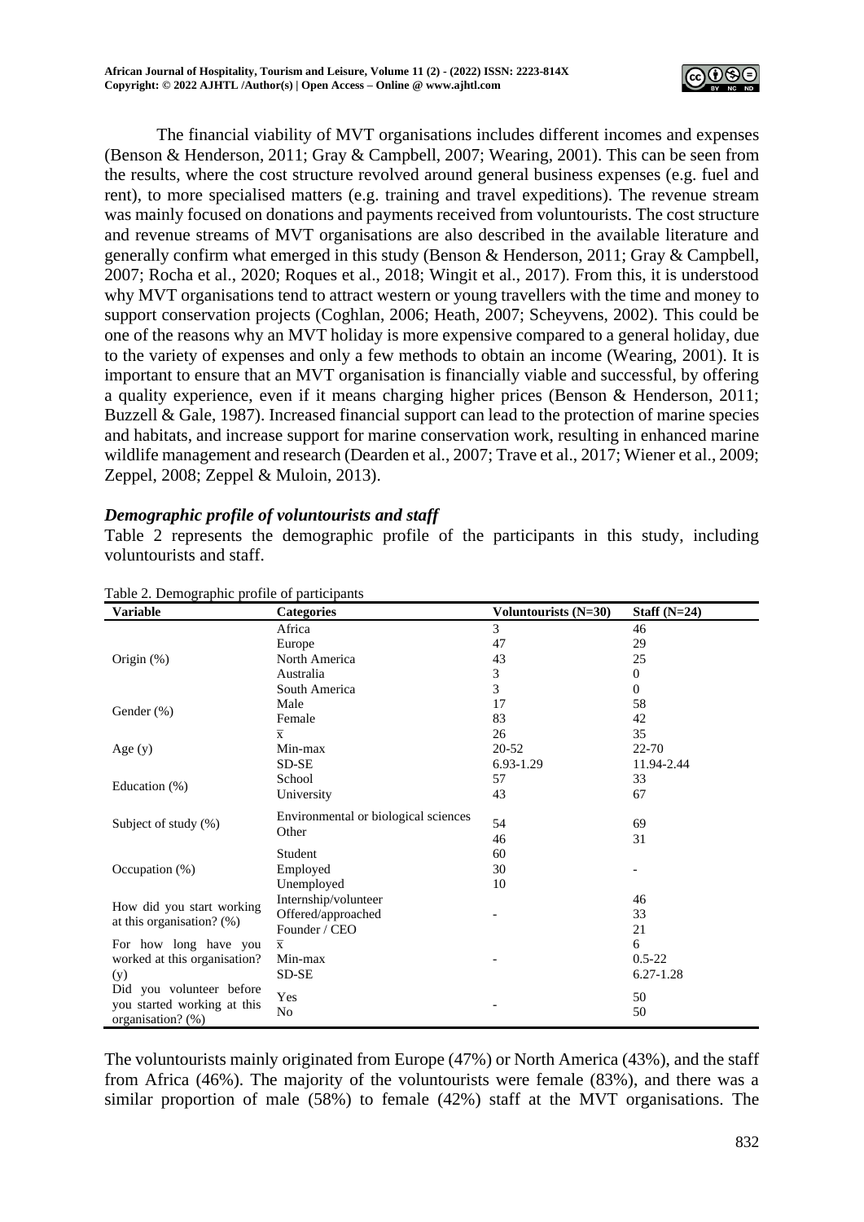The financial viability of MVT organisations includes different incomes and expenses (Benson & Henderson, 2011; Gray & Campbell, 2007; Wearing, 2001). This can be seen from the results, where the cost structure revolved around general business expenses (e.g. fuel and rent), to more specialised matters (e.g. training and travel expeditions). The revenue stream was mainly focused on donations and payments received from voluntourists. The cost structure and revenue streams of MVT organisations are also described in the available literature and generally confirm what emerged in this study (Benson & Henderson, 2011; Gray & Campbell, 2007; Rocha et al., 2020; Roques et al., 2018; Wingit et al., 2017). From this, it is understood why MVT organisations tend to attract western or young travellers with the time and money to support conservation projects (Coghlan, 2006; Heath, 2007; Scheyvens, 2002). This could be one of the reasons why an MVT holiday is more expensive compared to a general holiday, due to the variety of expenses and only a few methods to obtain an income (Wearing, 2001). It is important to ensure that an MVT organisation is financially viable and successful, by offering a quality experience, even if it means charging higher prices (Benson & Henderson, 2011; Buzzell & Gale, 1987). Increased financial support can lead to the protection of marine species and habitats, and increase support for marine conservation work, resulting in enhanced marine wildlife management and research (Dearden et al., 2007; Trave et al., 2017; Wiener et al., 2009; Zeppel, 2008; Zeppel & Muloin, 2013).

### *Demographic profile of voluntourists and staff*

Table 2 represents the demographic profile of the participants in this study, including voluntourists and staff.

Table 2. Demographic profile of participants

| Variable | Categories | Voluntourists (N=30) | Staff (N=24) |
|---|---|---|---|
| Origin (%) | Africa | 3 | 46 |
| | Europe | 47 | 29 |
| | North America | 43 | 25 |
| | Australia | 3 | 0 |
| | South America | 3 | 0 |
| Gender (%) | Male | 17 | 58 |
| | Female | 83 | 42 |
| Age (y) | $\bar{x}$ | 26 | 35 |
| | Min-max | 20-52 | 22-70 |
| | SD-SE | 6.93-1.29 | 11.94-2.44 |
| Education (%) | School | 57 | 33 |
| | University | 43 | 67 |
| Subject of study (%) | Environmental or biological sciences | 54 | 69 |
| | Other | 46 | 31 |
| Occupation (%) | Student | 60 | - |
| | Employed | 30 | |
| | Unemployed | 10 | |
| How did you start working at this organisation? (%) | Internship/volunteer | - | 46 |
| | Offered/approached | | 33 |
| | Founder / CEO | | 21 |
| For how long have you worked at this organisation? (y) | $\bar{x}$ | - | 6 |
| | Min-max | | 0.5-22 |
| | SD-SE | | 6.27-1.28 |
| Did you volunteer before you started working at this organisation? (%) | Yes | - | 50 |
| | No | | 50 |

The voluntourists mainly originated from Europe (47%) or North America (43%), and the staff from Africa (46%). The majority of the voluntourists were female (83%), and there was a similar proportion of male (58%) to female (42%) staff at the MVT organisations. The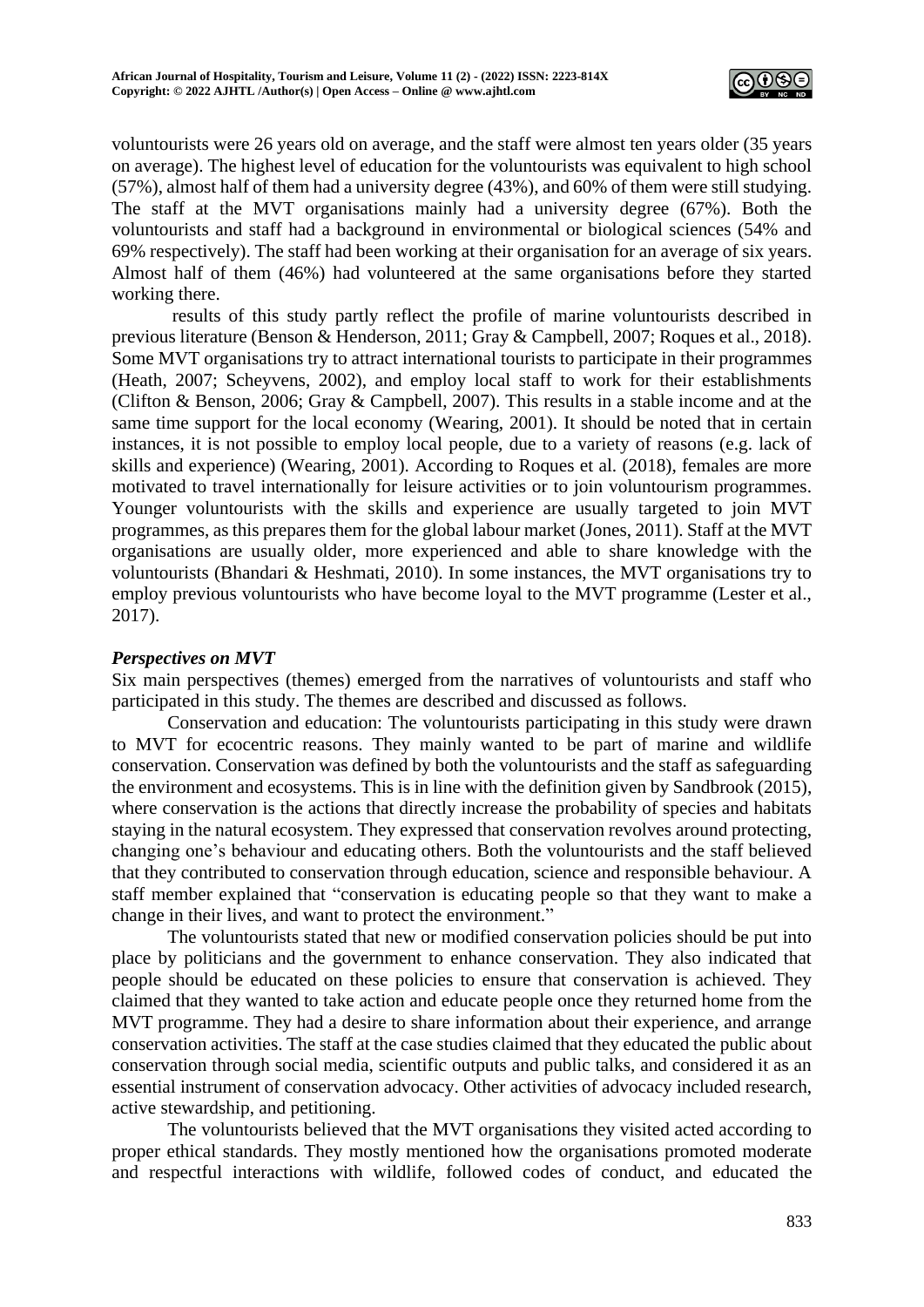voluntourists were 26 years old on average, and the staff were almost ten years older (35 years on average). The highest level of education for the voluntourists was equivalent to high school (57%), almost half of them had a university degree (43%), and 60% of them were still studying. The staff at the MVT organisations mainly had a university degree (67%). Both the voluntourists and staff had a background in environmental or biological sciences (54% and 69% respectively). The staff had been working at their organisation for an average of six years. Almost half of them (46%) had volunteered at the same organisations before they started working there.

results of this study partly reflect the profile of marine voluntourists described in previous literature (Benson & Henderson, 2011; Gray & Campbell, 2007; Roques et al., 2018). Some MVT organisations try to attract international tourists to participate in their programmes (Heath, 2007; Scheyvens, 2002), and employ local staff to work for their establishments (Clifton & Benson, 2006; Gray & Campbell, 2007). This results in a stable income and at the same time support for the local economy (Wearing, 2001). It should be noted that in certain instances, it is not possible to employ local people, due to a variety of reasons (e.g. lack of skills and experience) (Wearing, 2001). According to Roques et al. (2018), females are more motivated to travel internationally for leisure activities or to join voluntourism programmes. Younger voluntourists with the skills and experience are usually targeted to join MVT programmes, as this prepares them for the global labour market (Jones, 2011). Staff at the MVT organisations are usually older, more experienced and able to share knowledge with the voluntourists (Bhandari & Heshmati, 2010). In some instances, the MVT organisations try to employ previous voluntourists who have become loyal to the MVT programme (Lester et al., 2017).

***Perspectives on MVT***

Six main perspectives (themes) emerged from the narratives of voluntourists and staff who participated in this study. The themes are described and discussed as follows.

Conservation and education: The voluntourists participating in this study were drawn to MVT for ecocentric reasons. They mainly wanted to be part of marine and wildlife conservation. Conservation was defined by both the voluntourists and the staff as safeguarding the environment and ecosystems. This is in line with the definition given by Sandbrook (2015), where conservation is the actions that directly increase the probability of species and habitats staying in the natural ecosystem. They expressed that conservation revolves around protecting, changing one's behaviour and educating others. Both the voluntourists and the staff believed that they contributed to conservation through education, science and responsible behaviour. A staff member explained that "conservation is educating people so that they want to make a change in their lives, and want to protect the environment."

The voluntourists stated that new or modified conservation policies should be put into place by politicians and the government to enhance conservation. They also indicated that people should be educated on these policies to ensure that conservation is achieved. They claimed that they wanted to take action and educate people once they returned home from the MVT programme. They had a desire to share information about their experience, and arrange conservation activities. The staff at the case studies claimed that they educated the public about conservation through social media, scientific outputs and public talks, and considered it as an essential instrument of conservation advocacy. Other activities of advocacy included research, active stewardship, and petitioning.

The voluntourists believed that the MVT organisations they visited acted according to proper ethical standards. They mostly mentioned how the organisations promoted moderate and respectful interactions with wildlife, followed codes of conduct, and educated the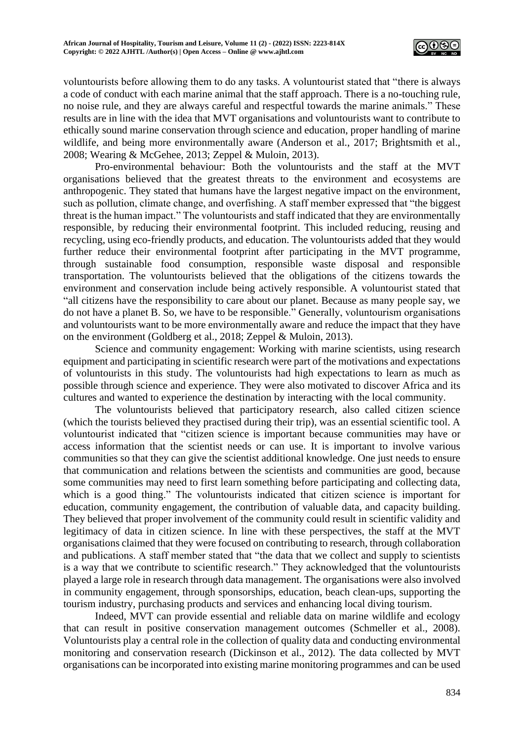voluntourists before allowing them to do any tasks. A voluntourist stated that "there is always a code of conduct with each marine animal that the staff approach. There is a no-touching rule, no noise rule, and they are always careful and respectful towards the marine animals." These results are in line with the idea that MVT organisations and voluntourists want to contribute to ethically sound marine conservation through science and education, proper handling of marine wildlife, and being more environmentally aware (Anderson et al., 2017; Brightsmith et al., 2008; Wearing & McGehee, 2013; Zeppel & Muloin, 2013).

Pro-environmental behaviour: Both the voluntourists and the staff at the MVT organisations believed that the greatest threats to the environment and ecosystems are anthropogenic. They stated that humans have the largest negative impact on the environment, such as pollution, climate change, and overfishing. A staff member expressed that "the biggest threat is the human impact." The voluntourists and staff indicated that they are environmentally responsible, by reducing their environmental footprint. This included reducing, reusing and recycling, using eco-friendly products, and education. The voluntourists added that they would further reduce their environmental footprint after participating in the MVT programme, through sustainable food consumption, responsible waste disposal and responsible transportation. The voluntourists believed that the obligations of the citizens towards the environment and conservation include being actively responsible. A voluntourist stated that "all citizens have the responsibility to care about our planet. Because as many people say, we do not have a planet B. So, we have to be responsible." Generally, voluntourism organisations and voluntourists want to be more environmentally aware and reduce the impact that they have on the environment (Goldberg et al., 2018; Zeppel & Muloin, 2013).

Science and community engagement: Working with marine scientists, using research equipment and participating in scientific research were part of the motivations and expectations of voluntourists in this study. The voluntourists had high expectations to learn as much as possible through science and experience. They were also motivated to discover Africa and its cultures and wanted to experience the destination by interacting with the local community.

The voluntourists believed that participatory research, also called citizen science (which the tourists believed they practised during their trip), was an essential scientific tool. A voluntourist indicated that "citizen science is important because communities may have or access information that the scientist needs or can use. It is important to involve various communities so that they can give the scientist additional knowledge. One just needs to ensure that communication and relations between the scientists and communities are good, because some communities may need to first learn something before participating and collecting data, which is a good thing." The voluntourists indicated that citizen science is important for education, community engagement, the contribution of valuable data, and capacity building. They believed that proper involvement of the community could result in scientific validity and legitimacy of data in citizen science. In line with these perspectives, the staff at the MVT organisations claimed that they were focused on contributing to research, through collaboration and publications. A staff member stated that "the data that we collect and supply to scientists is a way that we contribute to scientific research." They acknowledged that the voluntourists played a large role in research through data management. The organisations were also involved in community engagement, through sponsorships, education, beach clean-ups, supporting the tourism industry, purchasing products and services and enhancing local diving tourism.

Indeed, MVT can provide essential and reliable data on marine wildlife and ecology that can result in positive conservation management outcomes (Schmeller et al., 2008). Voluntourists play a central role in the collection of quality data and conducting environmental monitoring and conservation research (Dickinson et al., 2012). The data collected by MVT organisations can be incorporated into existing marine monitoring programmes and can be used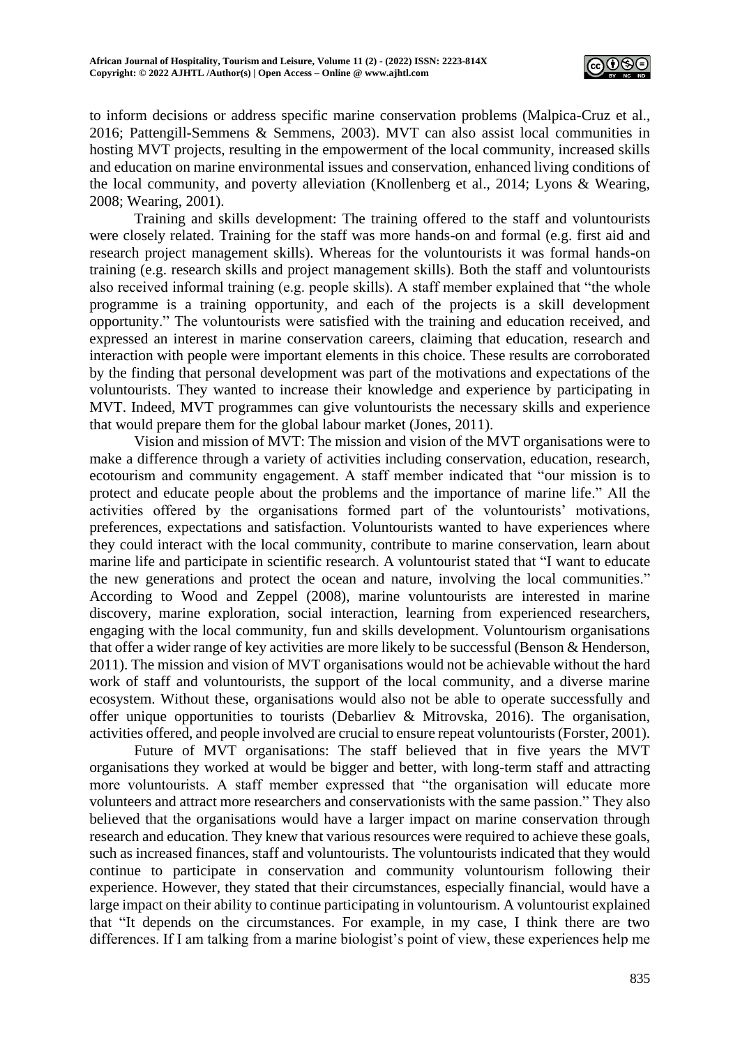to inform decisions or address specific marine conservation problems (Malpica-Cruz et al., 2016; Pattengill-Semmens & Semmens, 2003). MVT can also assist local communities in hosting MVT projects, resulting in the empowerment of the local community, increased skills and education on marine environmental issues and conservation, enhanced living conditions of the local community, and poverty alleviation (Knollenberg et al., 2014; Lyons & Wearing, 2008; Wearing, 2001).

Training and skills development: The training offered to the staff and voluntourists were closely related. Training for the staff was more hands-on and formal (e.g. first aid and research project management skills). Whereas for the voluntourists it was formal hands-on training (e.g. research skills and project management skills). Both the staff and voluntourists also received informal training (e.g. people skills). A staff member explained that "the whole programme is a training opportunity, and each of the projects is a skill development opportunity." The voluntourists were satisfied with the training and education received, and expressed an interest in marine conservation careers, claiming that education, research and interaction with people were important elements in this choice. These results are corroborated by the finding that personal development was part of the motivations and expectations of the voluntourists. They wanted to increase their knowledge and experience by participating in MVT. Indeed, MVT programmes can give voluntourists the necessary skills and experience that would prepare them for the global labour market (Jones, 2011).

Vision and mission of MVT: The mission and vision of the MVT organisations were to make a difference through a variety of activities including conservation, education, research, ecotourism and community engagement. A staff member indicated that "our mission is to protect and educate people about the problems and the importance of marine life." All the activities offered by the organisations formed part of the voluntourists' motivations, preferences, expectations and satisfaction. Voluntourists wanted to have experiences where they could interact with the local community, contribute to marine conservation, learn about marine life and participate in scientific research. A voluntourist stated that "I want to educate the new generations and protect the ocean and nature, involving the local communities." According to Wood and Zeppel (2008), marine voluntourists are interested in marine discovery, marine exploration, social interaction, learning from experienced researchers, engaging with the local community, fun and skills development. Voluntourism organisations that offer a wider range of key activities are more likely to be successful (Benson & Henderson, 2011). The mission and vision of MVT organisations would not be achievable without the hard work of staff and voluntourists, the support of the local community, and a diverse marine ecosystem. Without these, organisations would also not be able to operate successfully and offer unique opportunities to tourists (Debarliev & Mitrovska, 2016). The organisation, activities offered, and people involved are crucial to ensure repeat voluntourists (Forster, 2001).

Future of MVT organisations: The staff believed that in five years the MVT organisations they worked at would be bigger and better, with long-term staff and attracting more voluntourists. A staff member expressed that "the organisation will educate more volunteers and attract more researchers and conservationists with the same passion." They also believed that the organisations would have a larger impact on marine conservation through research and education. They knew that various resources were required to achieve these goals, such as increased finances, staff and voluntourists. The voluntourists indicated that they would continue to participate in conservation and community voluntourism following their experience. However, they stated that their circumstances, especially financial, would have a large impact on their ability to continue participating in voluntourism. A voluntourist explained that "It depends on the circumstances. For example, in my case, I think there are two differences. If I am talking from a marine biologist's point of view, these experiences help me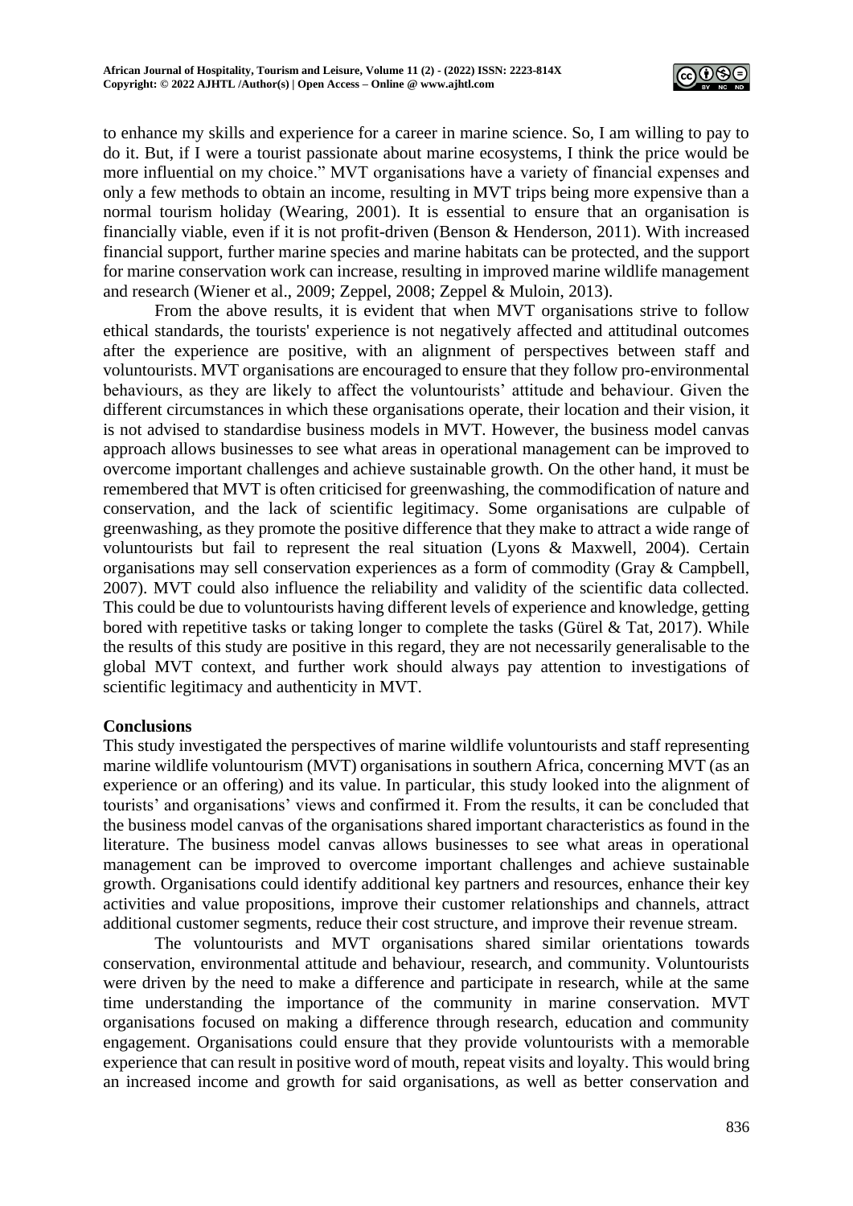to enhance my skills and experience for a career in marine science. So, I am willing to pay to do it. But, if I were a tourist passionate about marine ecosystems, I think the price would be more influential on my choice." MVT organisations have a variety of financial expenses and only a few methods to obtain an income, resulting in MVT trips being more expensive than a normal tourism holiday (Wearing, 2001). It is essential to ensure that an organisation is financially viable, even if it is not profit-driven (Benson & Henderson, 2011). With increased financial support, further marine species and marine habitats can be protected, and the support for marine conservation work can increase, resulting in improved marine wildlife management and research (Wiener et al., 2009; Zeppel, 2008; Zeppel & Muloin, 2013).

From the above results, it is evident that when MVT organisations strive to follow ethical standards, the tourists' experience is not negatively affected and attitudinal outcomes after the experience are positive, with an alignment of perspectives between staff and voluntourists. MVT organisations are encouraged to ensure that they follow pro-environmental behaviours, as they are likely to affect the voluntourists' attitude and behaviour. Given the different circumstances in which these organisations operate, their location and their vision, it is not advised to standardise business models in MVT. However, the business model canvas approach allows businesses to see what areas in operational management can be improved to overcome important challenges and achieve sustainable growth. On the other hand, it must be remembered that MVT is often criticised for greenwashing, the commodification of nature and conservation, and the lack of scientific legitimacy. Some organisations are culpable of greenwashing, as they promote the positive difference that they make to attract a wide range of voluntourists but fail to represent the real situation (Lyons & Maxwell, 2004). Certain organisations may sell conservation experiences as a form of commodity (Gray & Campbell, 2007). MVT could also influence the reliability and validity of the scientific data collected. This could be due to voluntourists having different levels of experience and knowledge, getting bored with repetitive tasks or taking longer to complete the tasks (Gürel & Tat, 2017). While the results of this study are positive in this regard, they are not necessarily generalisable to the global MVT context, and further work should always pay attention to investigations of scientific legitimacy and authenticity in MVT.

## Conclusions

This study investigated the perspectives of marine wildlife voluntourists and staff representing marine wildlife voluntourism (MVT) organisations in southern Africa, concerning MVT (as an experience or an offering) and its value. In particular, this study looked into the alignment of tourists' and organisations' views and confirmed it. From the results, it can be concluded that the business model canvas of the organisations shared important characteristics as found in the literature. The business model canvas allows businesses to see what areas in operational management can be improved to overcome important challenges and achieve sustainable growth. Organisations could identify additional key partners and resources, enhance their key activities and value propositions, improve their customer relationships and channels, attract additional customer segments, reduce their cost structure, and improve their revenue stream.

The voluntourists and MVT organisations shared similar orientations towards conservation, environmental attitude and behaviour, research, and community. Voluntourists were driven by the need to make a difference and participate in research, while at the same time understanding the importance of the community in marine conservation. MVT organisations focused on making a difference through research, education and community engagement. Organisations could ensure that they provide voluntourists with a memorable experience that can result in positive word of mouth, repeat visits and loyalty. This would bring an increased income and growth for said organisations, as well as better conservation and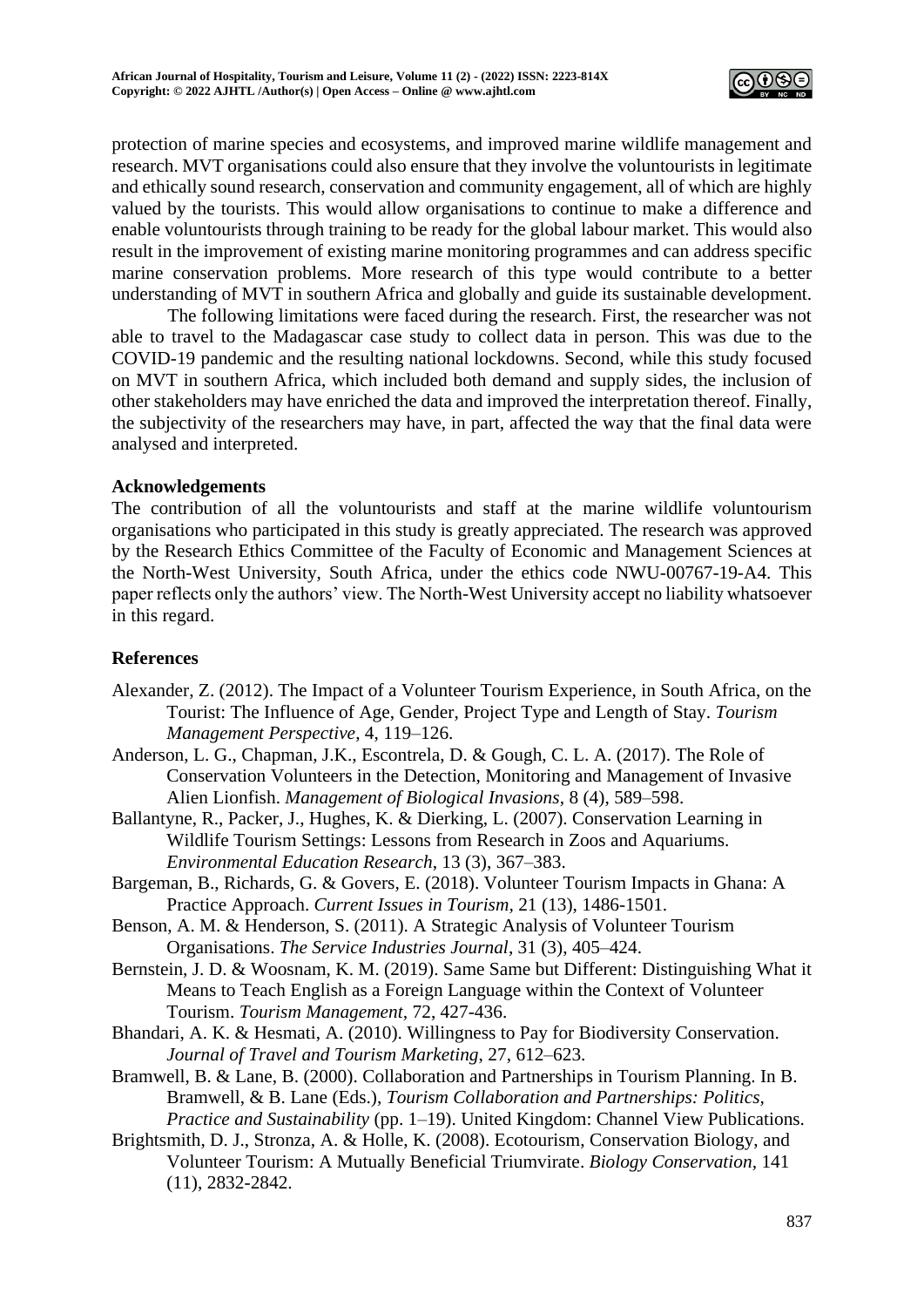protection of marine species and ecosystems, and improved marine wildlife management and research. MVT organisations could also ensure that they involve the voluntourists in legitimate and ethically sound research, conservation and community engagement, all of which are highly valued by the tourists. This would allow organisations to continue to make a difference and enable voluntourists through training to be ready for the global labour market. This would also result in the improvement of existing marine monitoring programmes and can address specific marine conservation problems. More research of this type would contribute to a better understanding of MVT in southern Africa and globally and guide its sustainable development.

The following limitations were faced during the research. First, the researcher was not able to travel to the Madagascar case study to collect data in person. This was due to the COVID-19 pandemic and the resulting national lockdowns. Second, while this study focused on MVT in southern Africa, which included both demand and supply sides, the inclusion of other stakeholders may have enriched the data and improved the interpretation thereof. Finally, the subjectivity of the researchers may have, in part, affected the way that the final data were analysed and interpreted.

## Acknowledgements

The contribution of all the voluntourists and staff at the marine wildlife voluntourism organisations who participated in this study is greatly appreciated. The research was approved by the Research Ethics Committee of the Faculty of Economic and Management Sciences at the North-West University, South Africa, under the ethics code NWU-00767-19-A4. This paper reflects only the authors' view. The North-West University accept no liability whatsoever in this regard.

## References

Alexander, Z. (2012). The Impact of a Volunteer Tourism Experience, in South Africa, on the Tourist: The Influence of Age, Gender, Project Type and Length of Stay. *Tourism Management Perspective*, 4, 119–126.

Anderson, L. G., Chapman, J.K., Escontrela, D. & Gough, C. L. A. (2017). The Role of Conservation Volunteers in the Detection, Monitoring and Management of Invasive Alien Lionfish. *Management of Biological Invasions*, 8 (4), 589–598.

Ballantyne, R., Packer, J., Hughes, K. & Dierking, L. (2007). Conservation Learning in Wildlife Tourism Settings: Lessons from Research in Zoos and Aquariums. *Environmental Education Research*, 13 (3), 367–383.

Bargeman, B., Richards, G. & Govers, E. (2018). Volunteer Tourism Impacts in Ghana: A Practice Approach. *Current Issues in Tourism*, 21 (13), 1486-1501.

Benson, A. M. & Henderson, S. (2011). A Strategic Analysis of Volunteer Tourism Organisations. *The Service Industries Journal*, 31 (3), 405–424.

Bernstein, J. D. & Woosnam, K. M. (2019). Same Same but Different: Distinguishing What it Means to Teach English as a Foreign Language within the Context of Volunteer Tourism. *Tourism Management*, 72, 427-436.

Bhandari, A. K. & Hesmati, A. (2010). Willingness to Pay for Biodiversity Conservation. *Journal of Travel and Tourism Marketing*, 27, 612–623.

Bramwell, B. & Lane, B. (2000). Collaboration and Partnerships in Tourism Planning. In B. Bramwell, & B. Lane (Eds.), *Tourism Collaboration and Partnerships: Politics, Practice and Sustainability* (pp. 1–19). United Kingdom: Channel View Publications.

Brightsmith, D. J., Stronza, A. & Holle, K. (2008). Ecotourism, Conservation Biology, and Volunteer Tourism: A Mutually Beneficial Triumvirate. *Biology Conservation*, 141 (11), 2832-2842.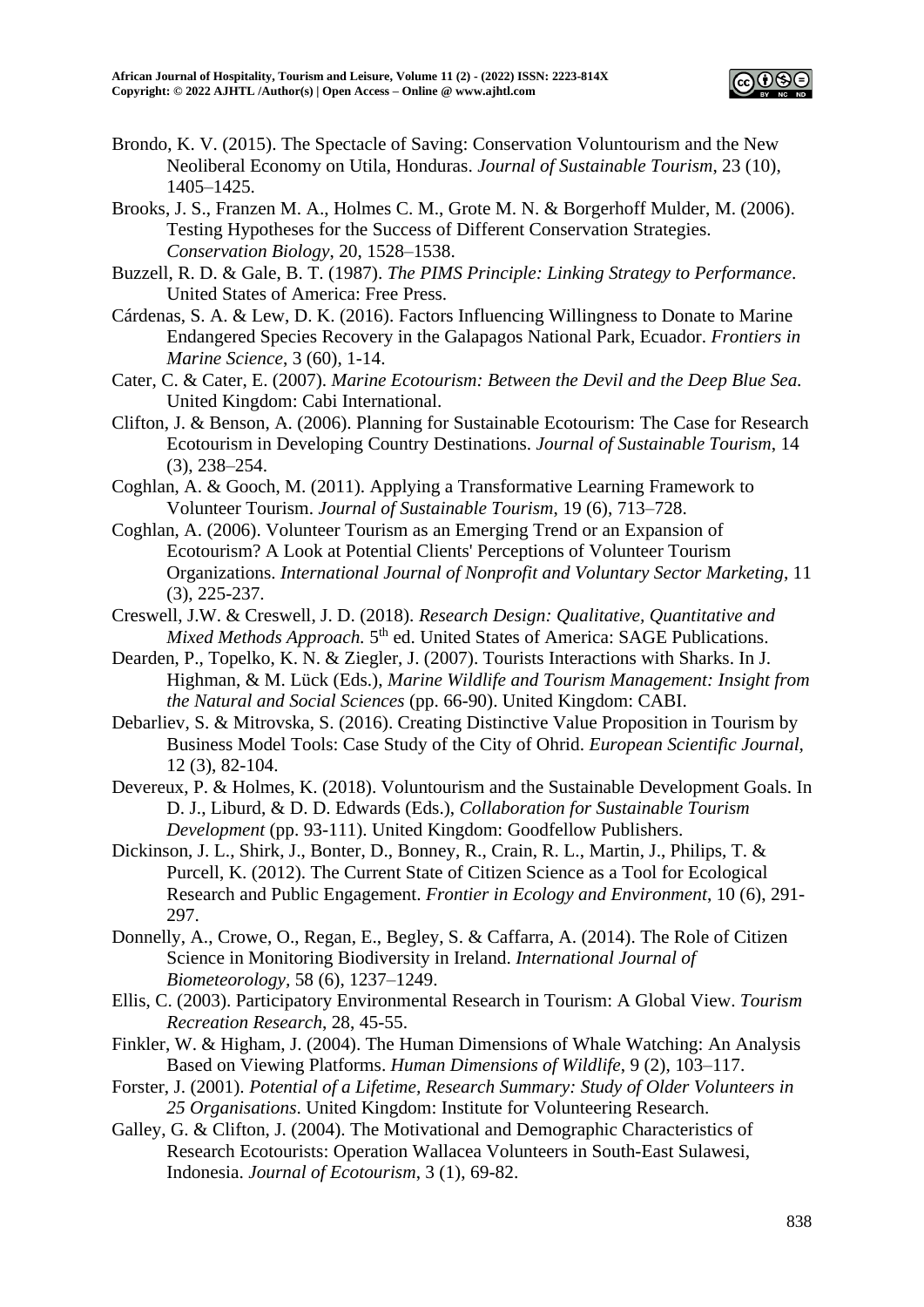Brondo, K. V. (2015). The Spectacle of Saving: Conservation Voluntourism and the New Neoliberal Economy on Utila, Honduras. *Journal of Sustainable Tourism*, 23 (10), 1405–1425.

Brooks, J. S., Franzen M. A., Holmes C. M., Grote M. N. & Borgerhoff Mulder, M. (2006). Testing Hypotheses for the Success of Different Conservation Strategies. *Conservation Biology*, 20, 1528–1538.

Buzzell, R. D. & Gale, B. T. (1987). *The PIMS Principle: Linking Strategy to Performance*. United States of America: Free Press.

Cárdenas, S. A. & Lew, D. K. (2016). Factors Influencing Willingness to Donate to Marine Endangered Species Recovery in the Galapagos National Park, Ecuador. *Frontiers in Marine Science*, 3 (60), 1-14.

Cater, C. & Cater, E. (2007). *Marine Ecotourism: Between the Devil and the Deep Blue Sea.* United Kingdom: Cabi International.

Clifton, J. & Benson, A. (2006). Planning for Sustainable Ecotourism: The Case for Research Ecotourism in Developing Country Destinations. *Journal of Sustainable Tourism*, 14 (3), 238–254.

Coghlan, A. & Gooch, M. (2011). Applying a Transformative Learning Framework to Volunteer Tourism. *Journal of Sustainable Tourism*, 19 (6), 713–728.

Coghlan, A. (2006). Volunteer Tourism as an Emerging Trend or an Expansion of Ecotourism? A Look at Potential Clients' Perceptions of Volunteer Tourism Organizations. *International Journal of Nonprofit and Voluntary Sector Marketing*, 11 (3), 225-237.

Creswell, J.W. & Creswell, J. D. (2018). *Research Design: Qualitative, Quantitative and Mixed Methods Approach.* 5th ed. United States of America: SAGE Publications.

Dearden, P., Topelko, K. N. & Ziegler, J. (2007). Tourists Interactions with Sharks. In J. Highman, & M. Lück (Eds.), *Marine Wildlife and Tourism Management: Insight from the Natural and Social Sciences* (pp. 66-90). United Kingdom: CABI.

Debarliev, S. & Mitrovska, S. (2016). Creating Distinctive Value Proposition in Tourism by Business Model Tools: Case Study of the City of Ohrid. *European Scientific Journal*, 12 (3), 82-104.

Devereux, P. & Holmes, K. (2018). Voluntourism and the Sustainable Development Goals. In D. J., Liburd, & D. D. Edwards (Eds.), *Collaboration for Sustainable Tourism Development* (pp. 93-111). United Kingdom: Goodfellow Publishers.

Dickinson, J. L., Shirk, J., Bonter, D., Bonney, R., Crain, R. L., Martin, J., Philips, T. & Purcell, K. (2012). The Current State of Citizen Science as a Tool for Ecological Research and Public Engagement. *Frontier in Ecology and Environment*, 10 (6), 291-297.

Donnelly, A., Crowe, O., Regan, E., Begley, S. & Caffarra, A. (2014). The Role of Citizen Science in Monitoring Biodiversity in Ireland. *International Journal of Biometeorology*, 58 (6), 1237–1249.

Ellis, C. (2003). Participatory Environmental Research in Tourism: A Global View. *Tourism Recreation Research*, 28, 45-55.

Finkler, W. & Higham, J. (2004). The Human Dimensions of Whale Watching: An Analysis Based on Viewing Platforms. *Human Dimensions of Wildlife*, 9 (2), 103–117.

Forster, J. (2001). *Potential of a Lifetime, Research Summary: Study of Older Volunteers in 25 Organisations*. United Kingdom: Institute for Volunteering Research.

Galley, G. & Clifton, J. (2004). The Motivational and Demographic Characteristics of Research Ecotourists: Operation Wallacea Volunteers in South-East Sulawesi, Indonesia. *Journal of Ecotourism*, 3 (1), 69-82.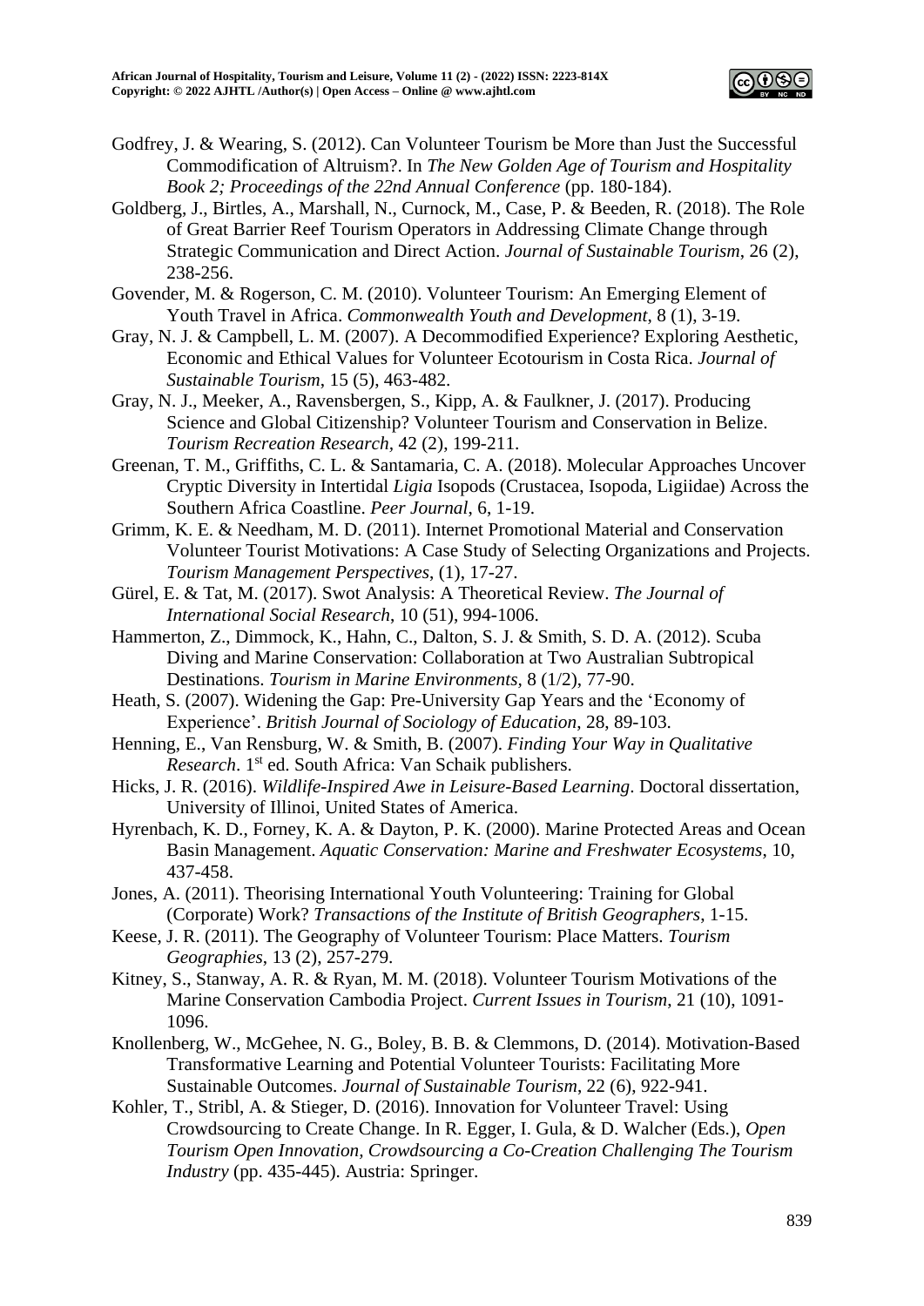Godfrey, J. & Wearing, S. (2012). Can Volunteer Tourism be More than Just the Successful Commodification of Altruism?. In *The New Golden Age of Tourism and Hospitality Book 2; Proceedings of the 22nd Annual Conference* (pp. 180-184).

Goldberg, J., Birtles, A., Marshall, N., Curnock, M., Case, P. & Beeden, R. (2018). The Role of Great Barrier Reef Tourism Operators in Addressing Climate Change through Strategic Communication and Direct Action. *Journal of Sustainable Tourism*, 26 (2), 238-256.

Govender, M. & Rogerson, C. M. (2010). Volunteer Tourism: An Emerging Element of Youth Travel in Africa. *Commonwealth Youth and Development*, 8 (1), 3-19.

Gray, N. J. & Campbell, L. M. (2007). A Decommodified Experience? Exploring Aesthetic, Economic and Ethical Values for Volunteer Ecotourism in Costa Rica. *Journal of Sustainable Tourism*, 15 (5), 463-482.

Gray, N. J., Meeker, A., Ravensbergen, S., Kipp, A. & Faulkner, J. (2017). Producing Science and Global Citizenship? Volunteer Tourism and Conservation in Belize. *Tourism Recreation Research*, 42 (2), 199-211.

Greenan, T. M., Griffiths, C. L. & Santamaria, C. A. (2018). Molecular Approaches Uncover Cryptic Diversity in Intertidal *Ligia* Isopods (Crustacea, Isopoda, Ligiidae) Across the Southern Africa Coastline. *Peer Journal*, 6, 1-19.

Grimm, K. E. & Needham, M. D. (2011). Internet Promotional Material and Conservation Volunteer Tourist Motivations: A Case Study of Selecting Organizations and Projects. *Tourism Management Perspectives*, (1), 17-27.

Gürel, E. & Tat, M. (2017). Swot Analysis: A Theoretical Review. *The Journal of International Social Research*, 10 (51), 994-1006.

Hammerton, Z., Dimmock, K., Hahn, C., Dalton, S. J. & Smith, S. D. A. (2012). Scuba Diving and Marine Conservation: Collaboration at Two Australian Subtropical Destinations. *Tourism in Marine Environments*, 8 (1/2), 77-90.

Heath, S. (2007). Widening the Gap: Pre-University Gap Years and the 'Economy of Experience'. *British Journal of Sociology of Education*, 28, 89-103.

Henning, E., Van Rensburg, W. & Smith, B. (2007). *Finding Your Way in Qualitative Research*. 1st ed. South Africa: Van Schaik publishers.

Hicks, J. R. (2016). *Wildlife-Inspired Awe in Leisure-Based Learning*. Doctoral dissertation, University of Illinoi, United States of America.

Hyrenbach, K. D., Forney, K. A. & Dayton, P. K. (2000). Marine Protected Areas and Ocean Basin Management. *Aquatic Conservation: Marine and Freshwater Ecosystems*, 10, 437-458.

Jones, A. (2011). Theorising International Youth Volunteering: Training for Global (Corporate) Work? *Transactions of the Institute of British Geographers*, 1-15.

Keese, J. R. (2011). The Geography of Volunteer Tourism: Place Matters. *Tourism Geographies*, 13 (2), 257-279.

Kitney, S., Stanway, A. R. & Ryan, M. M. (2018). Volunteer Tourism Motivations of the Marine Conservation Cambodia Project. *Current Issues in Tourism*, 21 (10), 1091-1096.

Knollenberg, W., McGehee, N. G., Boley, B. B. & Clemmons, D. (2014). Motivation-Based Transformative Learning and Potential Volunteer Tourists: Facilitating More Sustainable Outcomes. *Journal of Sustainable Tourism*, 22 (6), 922-941.

Kohler, T., Stribl, A. & Stieger, D. (2016). Innovation for Volunteer Travel: Using Crowdsourcing to Create Change. In R. Egger, I. Gula, & D. Walcher (Eds.), *Open Tourism Open Innovation, Crowdsourcing a Co-Creation Challenging The Tourism Industry* (pp. 435-445). Austria: Springer.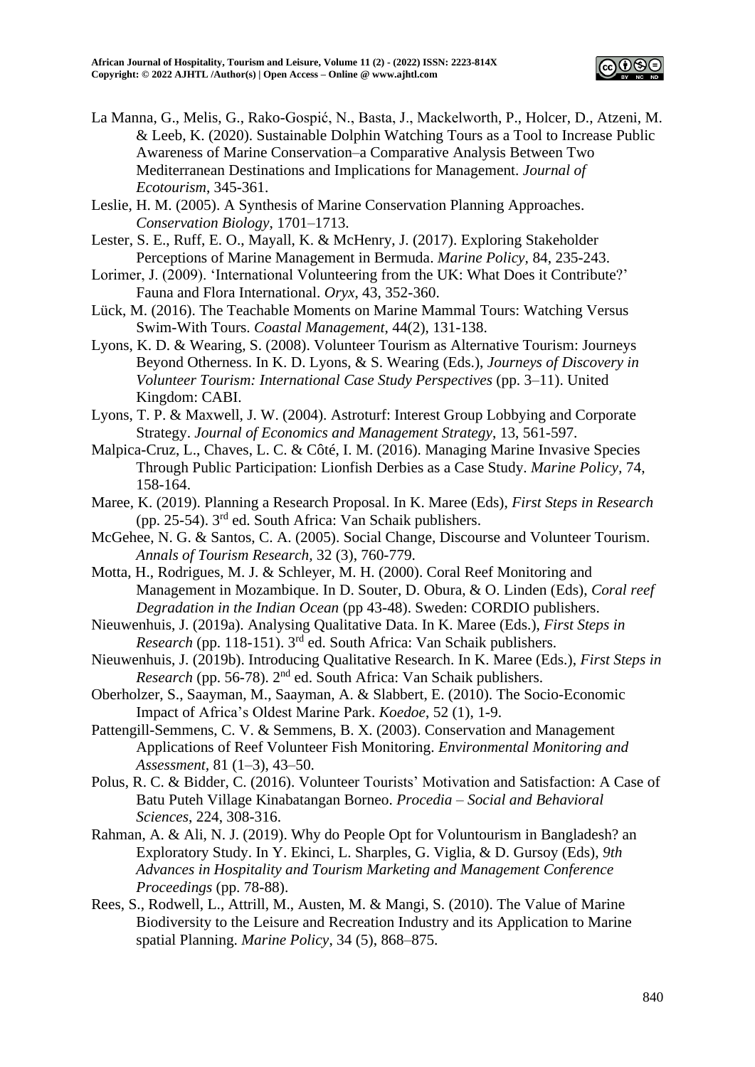La Manna, G., Melis, G., Rako-Gospić, N., Basta, J., Mackelworth, P., Holcer, D., Atzeni, M. & Leeb, K. (2020). Sustainable Dolphin Watching Tours as a Tool to Increase Public Awareness of Marine Conservation–a Comparative Analysis Between Two Mediterranean Destinations and Implications for Management. *Journal of Ecotourism*, 345-361.

Leslie, H. M. (2005). A Synthesis of Marine Conservation Planning Approaches. *Conservation Biology*, 1701–1713.

Lester, S. E., Ruff, E. O., Mayall, K. & McHenry, J. (2017). Exploring Stakeholder Perceptions of Marine Management in Bermuda. *Marine Policy*, 84, 235-243.

Lorimer, J. (2009). 'International Volunteering from the UK: What Does it Contribute?' Fauna and Flora International. *Oryx*, 43, 352-360.

Lück, M. (2016). The Teachable Moments on Marine Mammal Tours: Watching Versus Swim-With Tours. *Coastal Management*, 44(2), 131-138.

Lyons, K. D. & Wearing, S. (2008). Volunteer Tourism as Alternative Tourism: Journeys Beyond Otherness. In K. D. Lyons, & S. Wearing (Eds.), *Journeys of Discovery in Volunteer Tourism: International Case Study Perspectives* (pp. 3–11). United Kingdom: CABI.

Lyons, T. P. & Maxwell, J. W. (2004). Astroturf: Interest Group Lobbying and Corporate Strategy. *Journal of Economics and Management Strategy*, 13, 561-597.

Malpica-Cruz, L., Chaves, L. C. & Côté, I. M. (2016). Managing Marine Invasive Species Through Public Participation: Lionfish Derbies as a Case Study. *Marine Policy*, 74, 158-164.

Maree, K. (2019). Planning a Research Proposal. In K. Maree (Eds), *First Steps in Research* (pp. 25-54). 3rd ed. South Africa: Van Schaik publishers.

McGehee, N. G. & Santos, C. A. (2005). Social Change, Discourse and Volunteer Tourism. *Annals of Tourism Research*, 32 (3), 760-779.

Motta, H., Rodrigues, M. J. & Schleyer, M. H. (2000). Coral Reef Monitoring and Management in Mozambique. In D. Souter, D. Obura, & O. Linden (Eds), *Coral reef Degradation in the Indian Ocean* (pp 43-48). Sweden: CORDIO publishers.

Nieuwenhuis, J. (2019a). Analysing Qualitative Data. In K. Maree (Eds.), *First Steps in Research* (pp. 118-151). 3rd ed. South Africa: Van Schaik publishers.

Nieuwenhuis, J. (2019b). Introducing Qualitative Research. In K. Maree (Eds.), *First Steps in Research* (pp. 56-78). 2nd ed. South Africa: Van Schaik publishers.

Oberholzer, S., Saayman, M., Saayman, A. & Slabbert, E. (2010). The Socio-Economic Impact of Africa's Oldest Marine Park. *Koedoe*, 52 (1), 1-9.

Pattengill-Semmens, C. V. & Semmens, B. X. (2003). Conservation and Management Applications of Reef Volunteer Fish Monitoring. *Environmental Monitoring and Assessment*, 81 (1–3), 43–50.

Polus, R. C. & Bidder, C. (2016). Volunteer Tourists' Motivation and Satisfaction: A Case of Batu Puteh Village Kinabatangan Borneo. *Procedia – Social and Behavioral Sciences*, 224, 308-316.

Rahman, A. & Ali, N. J. (2019). Why do People Opt for Voluntourism in Bangladesh? an Exploratory Study. In Y. Ekinci, L. Sharples, G. Viglia, & D. Gursoy (Eds), *9th Advances in Hospitality and Tourism Marketing and Management Conference Proceedings* (pp. 78-88).

Rees, S., Rodwell, L., Attrill, M., Austen, M. & Mangi, S. (2010). The Value of Marine Biodiversity to the Leisure and Recreation Industry and its Application to Marine spatial Planning. *Marine Policy*, 34 (5), 868–875.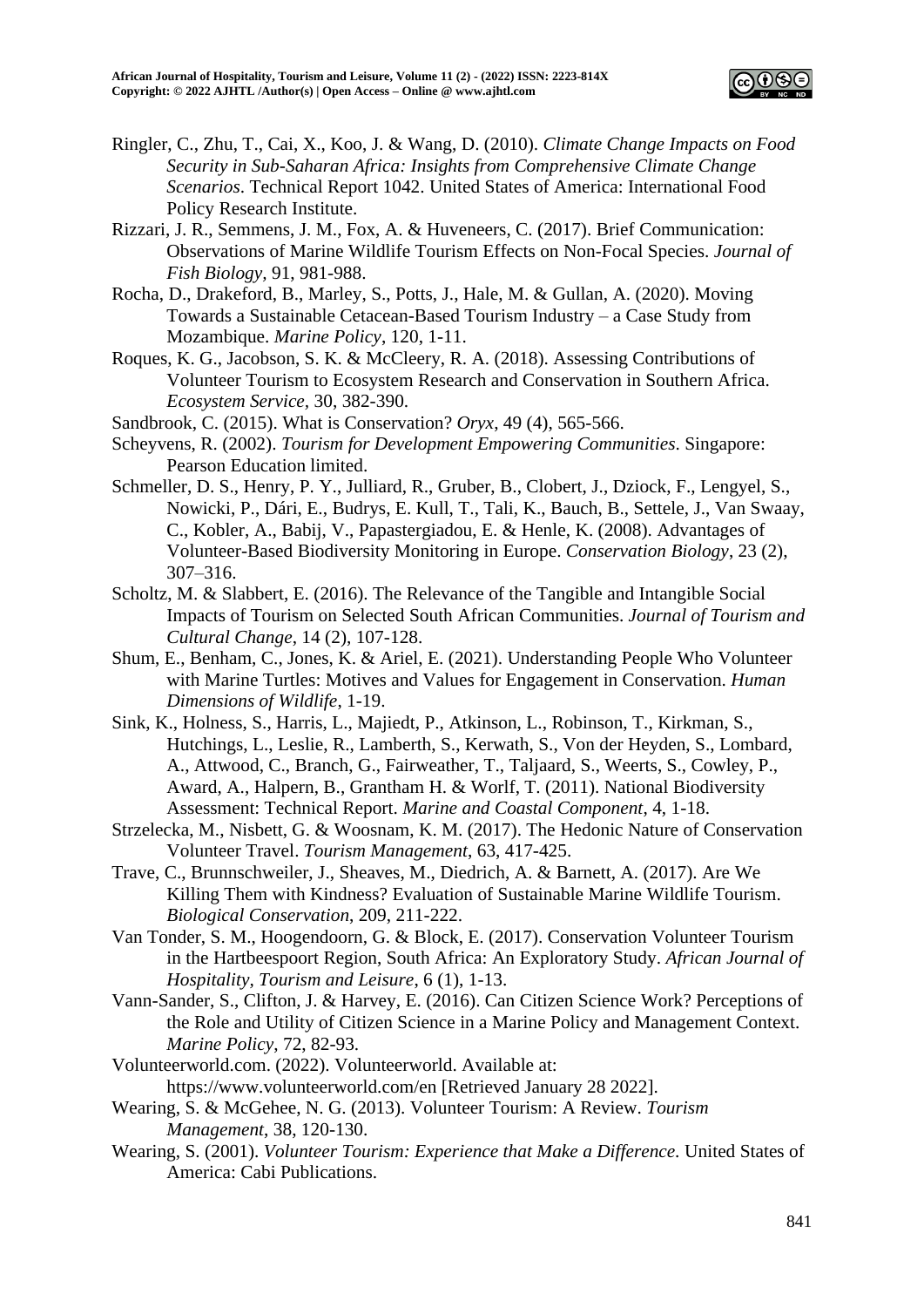Ringler, C., Zhu, T., Cai, X., Koo, J. & Wang, D. (2010). *Climate Change Impacts on Food Security in Sub-Saharan Africa: Insights from Comprehensive Climate Change Scenarios*. Technical Report 1042. United States of America: International Food Policy Research Institute.

Rizzari, J. R., Semmens, J. M., Fox, A. & Huveneers, C. (2017). Brief Communication: Observations of Marine Wildlife Tourism Effects on Non-Focal Species. *Journal of Fish Biology*, 91, 981-988.

Rocha, D., Drakeford, B., Marley, S., Potts, J., Hale, M. & Gullan, A. (2020). Moving Towards a Sustainable Cetacean-Based Tourism Industry – a Case Study from Mozambique. *Marine Policy*, 120, 1-11.

Roques, K. G., Jacobson, S. K. & McCleery, R. A. (2018). Assessing Contributions of Volunteer Tourism to Ecosystem Research and Conservation in Southern Africa. *Ecosystem Service*, 30, 382-390.

Sandbrook, C. (2015). What is Conservation? *Oryx*, 49 (4), 565-566.

Scheyvens, R. (2002). *Tourism for Development Empowering Communities*. Singapore: Pearson Education limited.

Schmeller, D. S., Henry, P. Y., Julliard, R., Gruber, B., Clobert, J., Dziock, F., Lengyel, S., Nowicki, P., Dári, E., Budrys, E. Kull, T., Tali, K., Bauch, B., Settele, J., Van Swaay, C., Kobler, A., Babij, V., Papastergiadou, E. & Henle, K. (2008). Advantages of Volunteer-Based Biodiversity Monitoring in Europe. *Conservation Biology*, 23 (2), 307–316.

Scholtz, M. & Slabbert, E. (2016). The Relevance of the Tangible and Intangible Social Impacts of Tourism on Selected South African Communities. *Journal of Tourism and Cultural Change*, 14 (2), 107-128.

Shum, E., Benham, C., Jones, K. & Ariel, E. (2021). Understanding People Who Volunteer with Marine Turtles: Motives and Values for Engagement in Conservation. *Human Dimensions of Wildlife*, 1-19.

Sink, K., Holness, S., Harris, L., Majiedt, P., Atkinson, L., Robinson, T., Kirkman, S., Hutchings, L., Leslie, R., Lamberth, S., Kerwath, S., Von der Heyden, S., Lombard, A., Attwood, C., Branch, G., Fairweather, T., Taljaard, S., Weerts, S., Cowley, P., Award, A., Halpern, B., Grantham H. & Worlf, T. (2011). National Biodiversity Assessment: Technical Report. *Marine and Coastal Component*, 4, 1-18.

Strzelecka, M., Nisbett, G. & Woosnam, K. M. (2017). The Hedonic Nature of Conservation Volunteer Travel. *Tourism Management*, 63, 417-425.

Trave, C., Brunnschweiler, J., Sheaves, M., Diedrich, A. & Barnett, A. (2017). Are We Killing Them with Kindness? Evaluation of Sustainable Marine Wildlife Tourism. *Biological Conservation*, 209, 211-222.

Van Tonder, S. M., Hoogendoorn, G. & Block, E. (2017). Conservation Volunteer Tourism in the Hartbeespoort Region, South Africa: An Exploratory Study. *African Journal of Hospitality, Tourism and Leisure*, 6 (1), 1-13.

Vann-Sander, S., Clifton, J. & Harvey, E. (2016). Can Citizen Science Work? Perceptions of the Role and Utility of Citizen Science in a Marine Policy and Management Context. *Marine Policy*, 72, 82-93.

Volunteerworld.com. (2022). Volunteerworld. Available at: https://www.volunteerworld.com/en [Retrieved January 28 2022].

Wearing, S. & McGehee, N. G. (2013). Volunteer Tourism: A Review. *Tourism Management*, 38, 120-130.

Wearing, S. (2001). *Volunteer Tourism: Experience that Make a Difference*. United States of America: Cabi Publications.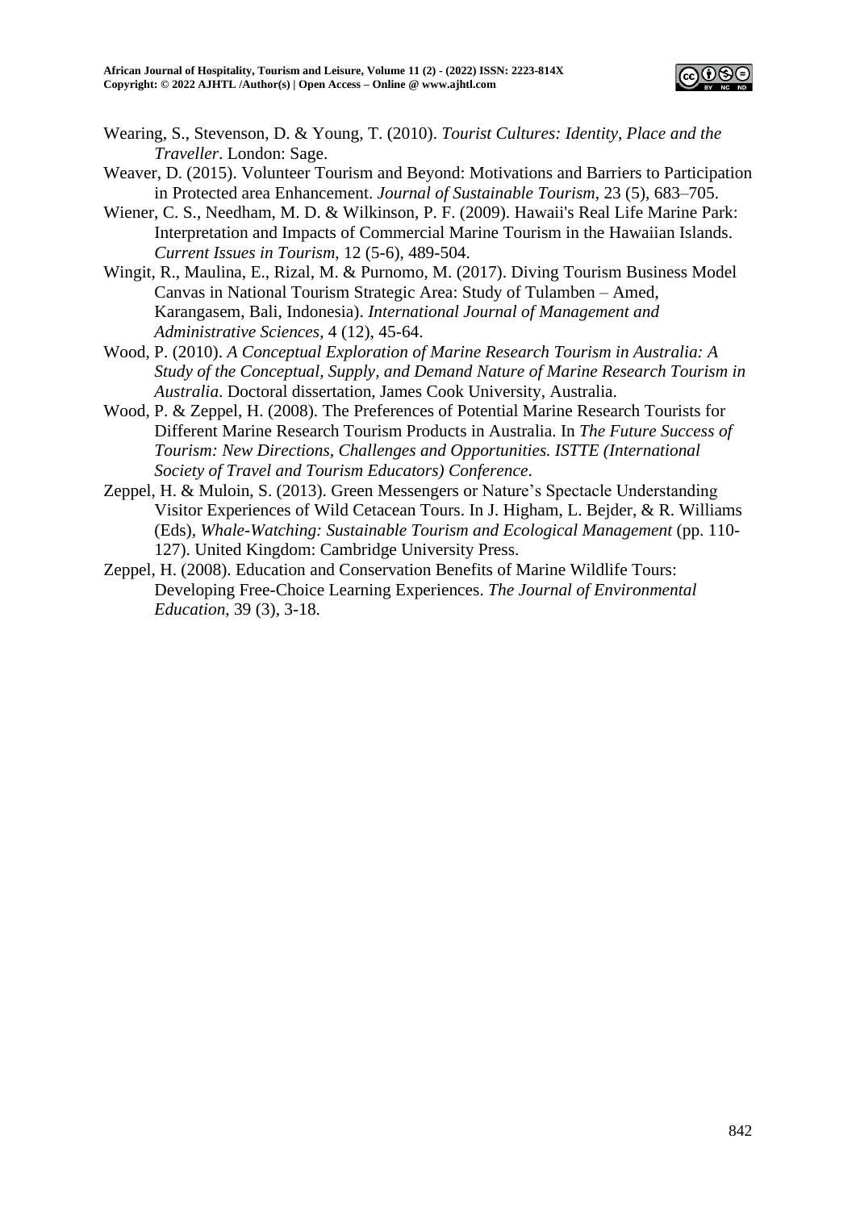Wearing, S., Stevenson, D. & Young, T. (2010). *Tourist Cultures: Identity, Place and the Traveller*. London: Sage.

Weaver, D. (2015). Volunteer Tourism and Beyond: Motivations and Barriers to Participation in Protected area Enhancement. *Journal of Sustainable Tourism*, 23 (5), 683–705.

Wiener, C. S., Needham, M. D. & Wilkinson, P. F. (2009). Hawaii's Real Life Marine Park: Interpretation and Impacts of Commercial Marine Tourism in the Hawaiian Islands. *Current Issues in Tourism*, 12 (5-6), 489-504.

Wingit, R., Maulina, E., Rizal, M. & Purnomo, M. (2017). Diving Tourism Business Model Canvas in National Tourism Strategic Area: Study of Tulamben – Amed, Karangasem, Bali, Indonesia). *International Journal of Management and Administrative Sciences*, 4 (12), 45-64.

Wood, P. (2010). *A Conceptual Exploration of Marine Research Tourism in Australia: A Study of the Conceptual, Supply, and Demand Nature of Marine Research Tourism in Australia*. Doctoral dissertation, James Cook University, Australia.

Wood, P. & Zeppel, H. (2008). The Preferences of Potential Marine Research Tourists for Different Marine Research Tourism Products in Australia. In *The Future Success of Tourism: New Directions, Challenges and Opportunities. ISTTE (International Society of Travel and Tourism Educators) Conference*.

Zeppel, H. & Muloin, S. (2013). Green Messengers or Nature's Spectacle Understanding Visitor Experiences of Wild Cetacean Tours. In J. Higham, L. Bejder, & R. Williams (Eds), *Whale-Watching: Sustainable Tourism and Ecological Management* (pp. 110-127). United Kingdom: Cambridge University Press.

Zeppel, H. (2008). Education and Conservation Benefits of Marine Wildlife Tours: Developing Free-Choice Learning Experiences. *The Journal of Environmental Education*, 39 (3), 3-18.